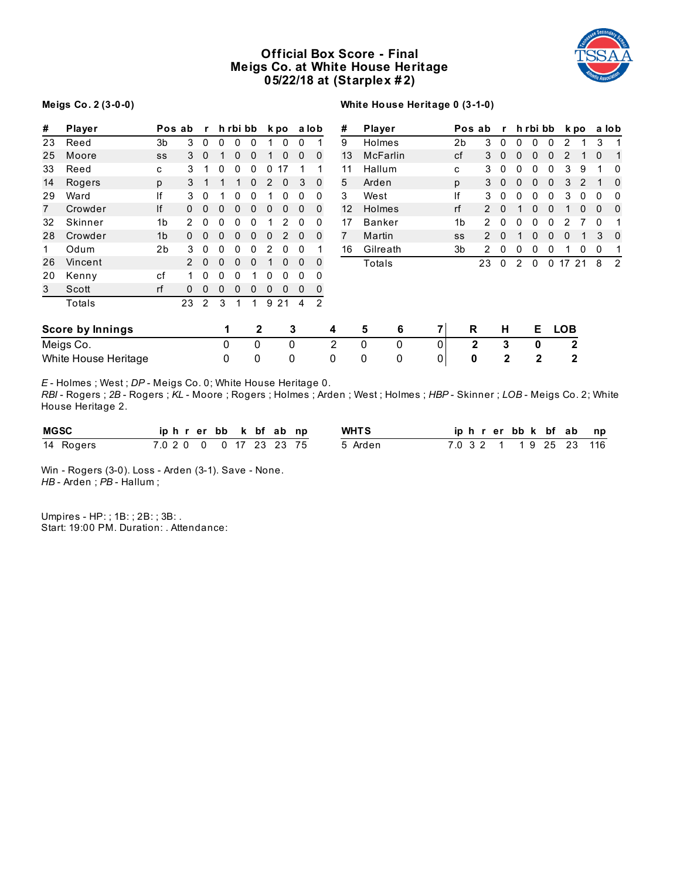# Official Box Score - Final
## Meigs Co. at White House Heritage
## 05/22/18 at (Starplex #2)

**Meigs Co. 2 (3-0-0)**

| # | Player | Pos | ab | r | h | rbi | bb | k | po | a | lob |
|---|---|---|---|---|---|---|---|---|---|---|---|
| 23 | Reed | 3b | 3 | 0 | 0 | 0 | 0 | 1 | 0 | 0 | 1 |
| 25 | Moore | ss | 3 | 0 | 1 | 0 | 0 | 1 | 0 | 0 | 0 |
| 33 | Reed | c | 3 | 1 | 0 | 0 | 0 | 0 | 17 | 1 | 1 |
| 14 | Rogers | p | 3 | 1 | 1 | 1 | 0 | 2 | 0 | 3 | 0 |
| 29 | Ward | lf | 3 | 0 | 1 | 0 | 0 | 1 | 0 | 0 | 0 |
| 7 | Crowder | lf | 0 | 0 | 0 | 0 | 0 | 0 | 0 | 0 | 0 |
| 32 | Skinner | 1b | 2 | 0 | 0 | 0 | 0 | 1 | 2 | 0 | 0 |
| 28 | Crowder | 1b | 0 | 0 | 0 | 0 | 0 | 0 | 2 | 0 | 0 |
| 1 | Odum | 2b | 3 | 0 | 0 | 0 | 0 | 2 | 0 | 0 | 1 |
| 26 | Vincent | | 2 | 0 | 0 | 0 | 0 | 1 | 0 | 0 | 0 |
| 20 | Kenny | cf | 1 | 0 | 0 | 0 | 1 | 0 | 0 | 0 | 0 |
| 3 | Scott | rf | 0 | 0 | 0 | 0 | 0 | 0 | 0 | 0 | 0 |
| | Totals | | 23 | 2 | 3 | 1 | 1 | 9 | 21 | 4 | 2 |

**White House Heritage 0 (3-1-0)**

| # | Player | Pos | ab | r | h | rbi | bb | k | po | a | lob |
|---|---|---|---|---|---|---|---|---|---|---|---|
| 9 | Holmes | 2b | 3 | 0 | 0 | 0 | 0 | 2 | 1 | 3 | 1 |
| 13 | McFarlin | cf | 3 | 0 | 0 | 0 | 0 | 2 | 1 | 0 | 1 |
| 11 | Hallum | c | 3 | 0 | 0 | 0 | 0 | 3 | 9 | 1 | 0 |
| 5 | Arden | p | 3 | 0 | 0 | 0 | 0 | 3 | 2 | 1 | 0 |
| 3 | West | lf | 3 | 0 | 0 | 0 | 0 | 3 | 0 | 0 | 0 |
| 12 | Holmes | rf | 2 | 0 | 1 | 0 | 0 | 1 | 0 | 0 | 0 |
| 17 | Banker | 1b | 2 | 0 | 0 | 0 | 0 | 2 | 7 | 0 | 1 |
| 7 | Martin | ss | 2 | 0 | 1 | 0 | 0 | 0 | 1 | 3 | 0 |
| 16 | Gilreath | 3b | 2 | 0 | 0 | 0 | 0 | 1 | 0 | 0 | 1 |
| | Totals | | 23 | 0 | 2 | 0 | 0 | 17 | 21 | 8 | 2 |

| Score by Innings | 1 | 2 | 3 | 4 | 5 | 6 | 7 | R | H | E | LOB |
|---|---|---|---|---|---|---|---|---|---|---|---|
| Meigs Co. | 0 | 0 | 0 | 2 | 0 | 0 | 0 | **2** | **3** | **0** | **2** |
| White House Heritage | 0 | 0 | 0 | 0 | 0 | 0 | 0 | **0** | **2** | **2** | **2** |

*E* - Holmes ; West ; *DP* - Meigs Co. 0; White House Heritage 0.
*RBI* - Rogers ; *2B* - Rogers ; *KL* - Moore ; Rogers ; Holmes ; Arden ; West ; Holmes ; *HBP* - Skinner ; *LOB* - Meigs Co. 2; White House Heritage 2.

| MGSC | ip | h | r | er | bb | k | bf | ab | np |
|---|---|---|---|---|---|---|---|---|---|
| 14 Rogers | 7.0 | 2 | 0 | 0 | 0 | 17 | 23 | 23 | 75 |

| WHTS | ip | h | r | er | bb | k | bf | ab | np |
|---|---|---|---|---|---|---|---|---|---|
| 5 Arden | 7.0 | 3 | 2 | 1 | 1 | 9 | 25 | 23 | 116 |

Win - Rogers (3-0). Loss - Arden (3-1). Save - None.
*HB* - Arden ; *PB* - Hallum ;

Umpires - HP: ; 1B: ; 2B: ; 3B: .
Start: 19:00 PM. Duration: . Attendance: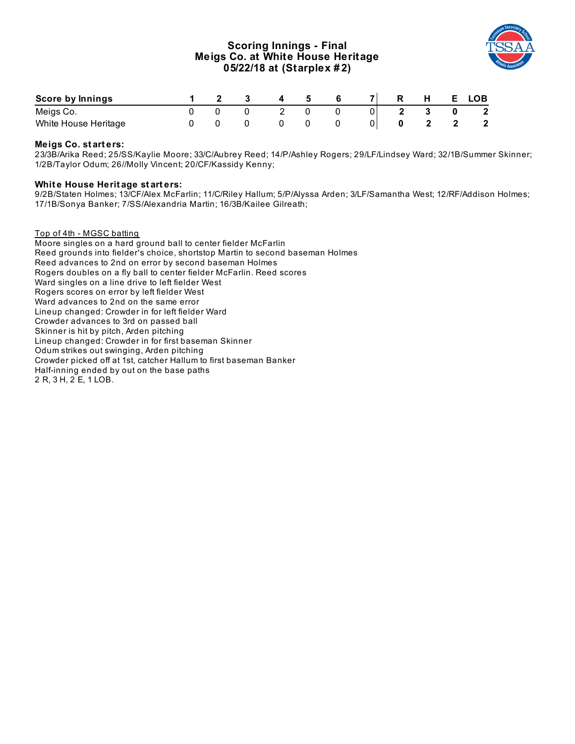## Scoring Innings - Final
## Meigs Co. at White House Heritage
## 05/22/18 at (Starplex #2)

| Score by Innings | 1 | 2 | 3 | 4 | 5 | 6 | 7 | R | H | E | LOB |
|---|---|---|---|---|---|---|---|---|---|---|---|
| Meigs Co. | 0 | 0 | 0 | 2 | 0 | 0 | 0 | **2** | **3** | **0** | **2** |
| White House Heritage | 0 | 0 | 0 | 0 | 0 | 0 | 0 | **0** | **2** | **2** | **2** |

**Meigs Co. starters:**
23/3B/Arika Reed; 25/SS/Kaylie Moore; 33/C/Aubrey Reed; 14/P/Ashley Rogers; 29/LF/Lindsey Ward; 32/1B/Summer Skinner; 1/2B/Taylor Odum; 26//Molly Vincent; 20/CF/Kassidy Kenny;

**White House Heritage starters:**
9/2B/Staten Holmes; 13/CF/Alex McFarlin; 11/C/Riley Hallum; 5/P/Alyssa Arden; 3/LF/Samantha West; 12/RF/Addison Holmes; 17/1B/Sonya Banker; 7/SS/Alexandria Martin; 16/3B/Kailee Gilreath;

Top of 4th - MGSC batting
Moore singles on a hard ground ball to center fielder McFarlin
Reed grounds into fielder's choice, shortstop Martin to second baseman Holmes
Reed advances to 2nd on error by second baseman Holmes
Rogers doubles on a fly ball to center fielder McFarlin. Reed scores
Ward singles on a line drive to left fielder West
Rogers scores on error by left fielder West
Ward advances to 2nd on the same error
Lineup changed: Crowder in for left fielder Ward
Crowder advances to 3rd on passed ball
Skinner is hit by pitch, Arden pitching
Lineup changed: Crowder in for first baseman Skinner
Odum strikes out swinging, Arden pitching
Crowder picked off at 1st, catcher Hallum to first baseman Banker
Half-inning ended by out on the base paths
2 R, 3 H, 2 E, 1 LOB.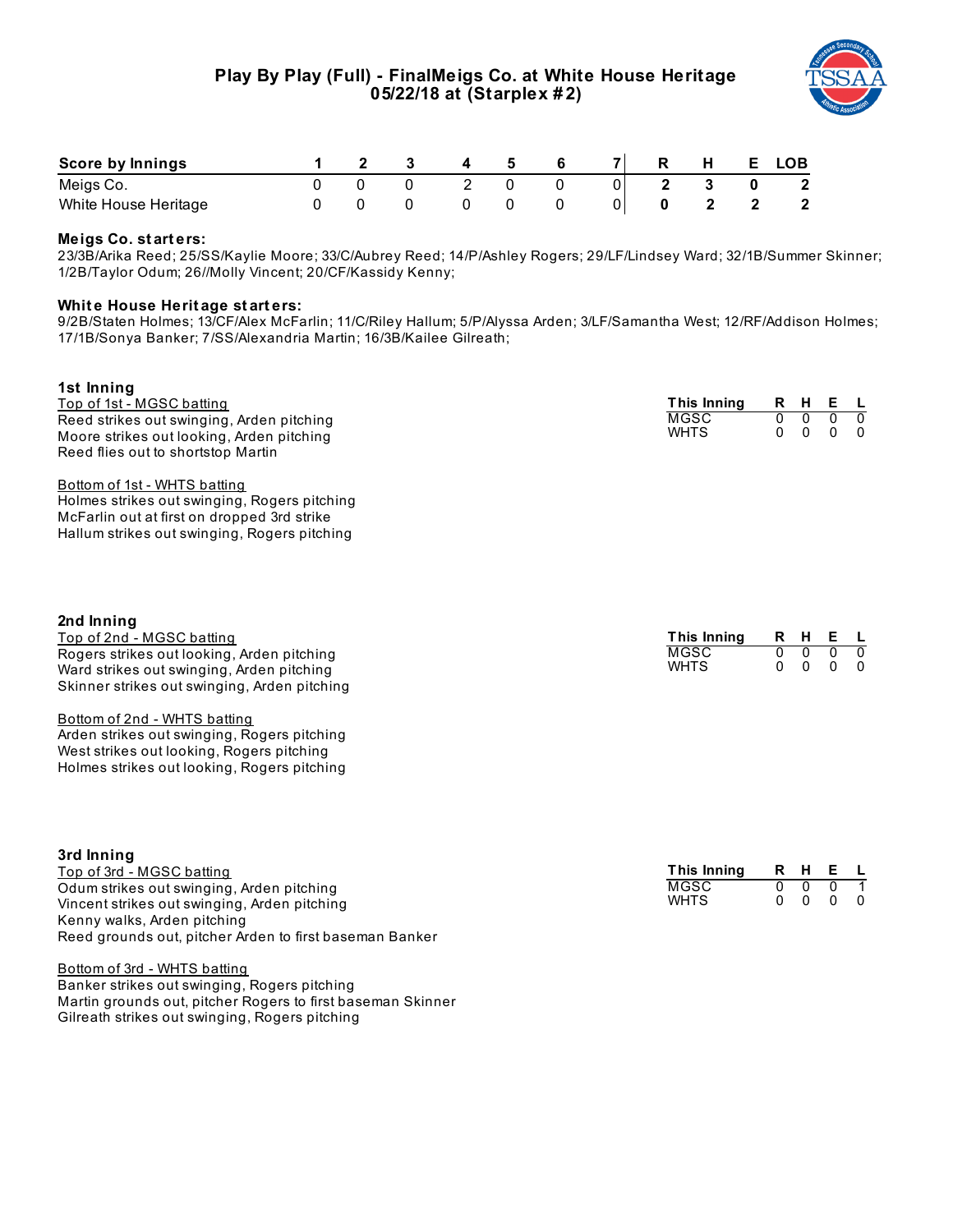# Play By Play (Full) - FinalMeigs Co. at White House Heritage
## 05/22/18 at (Starplex #2)

| Score by Innings | 1 | 2 | 3 | 4 | 5 | 6 | 7 | R | H | E | LOB |
|---|---|---|---|---|---|---|---|---|---|---|---|
| Meigs Co. | 0 | 0 | 0 | 2 | 0 | 0 | 0 | 2 | 3 | 0 | 2 |
| White House Heritage | 0 | 0 | 0 | 0 | 0 | 0 | 0 | 0 | 2 | 2 | 2 |

### Meigs Co. starters:
23/3B/Arika Reed; 25/SS/Kaylie Moore; 33/C/Aubrey Reed; 14/P/Ashley Rogers; 29/LF/Lindsey Ward; 32/1B/Summer Skinner; 1/2B/Taylor Odum; 26//Molly Vincent; 20/CF/Kassidy Kenny;

### White House Heritage starters:
9/2B/Staten Holmes; 13/CF/Alex McFarlin; 11/C/Riley Hallum; 5/P/Alyssa Arden; 3/LF/Samantha West; 12/RF/Addison Holmes; 17/1B/Sonya Banker; 7/SS/Alexandria Martin; 16/3B/Kailee Gilreath;

### 1st Inning

Top of 1st - MGSC batting
Reed strikes out swinging, Arden pitching
Moore strikes out looking, Arden pitching
Reed flies out to shortstop Martin

Bottom of 1st - WHTS batting
Holmes strikes out swinging, Rogers pitching
McFarlin out at first on dropped 3rd strike
Hallum strikes out swinging, Rogers pitching

| This Inning | R | H | E | L |
|---|---|---|---|---|
| MGSC | 0 | 0 | 0 | 0 |
| WHTS | 0 | 0 | 0 | 0 |

### 2nd Inning

Top of 2nd - MGSC batting
Rogers strikes out looking, Arden pitching
Ward strikes out swinging, Arden pitching
Skinner strikes out swinging, Arden pitching

Bottom of 2nd - WHTS batting
Arden strikes out swinging, Rogers pitching
West strikes out looking, Rogers pitching
Holmes strikes out looking, Rogers pitching

| This Inning | R | H | E | L |
|---|---|---|---|---|
| MGSC | 0 | 0 | 0 | 0 |
| WHTS | 0 | 0 | 0 | 0 |

### 3rd Inning

Top of 3rd - MGSC batting
Odum strikes out swinging, Arden pitching
Vincent strikes out swinging, Arden pitching
Kenny walks, Arden pitching
Reed grounds out, pitcher Arden to first baseman Banker

Bottom of 3rd - WHTS batting
Banker strikes out swinging, Rogers pitching
Martin grounds out, pitcher Rogers to first baseman Skinner
Gilreath strikes out swinging, Rogers pitching

| This Inning | R | H | E | L |
|---|---|---|---|---|
| MGSC | 0 | 0 | 0 | 1 |
| WHTS | 0 | 0 | 0 | 0 |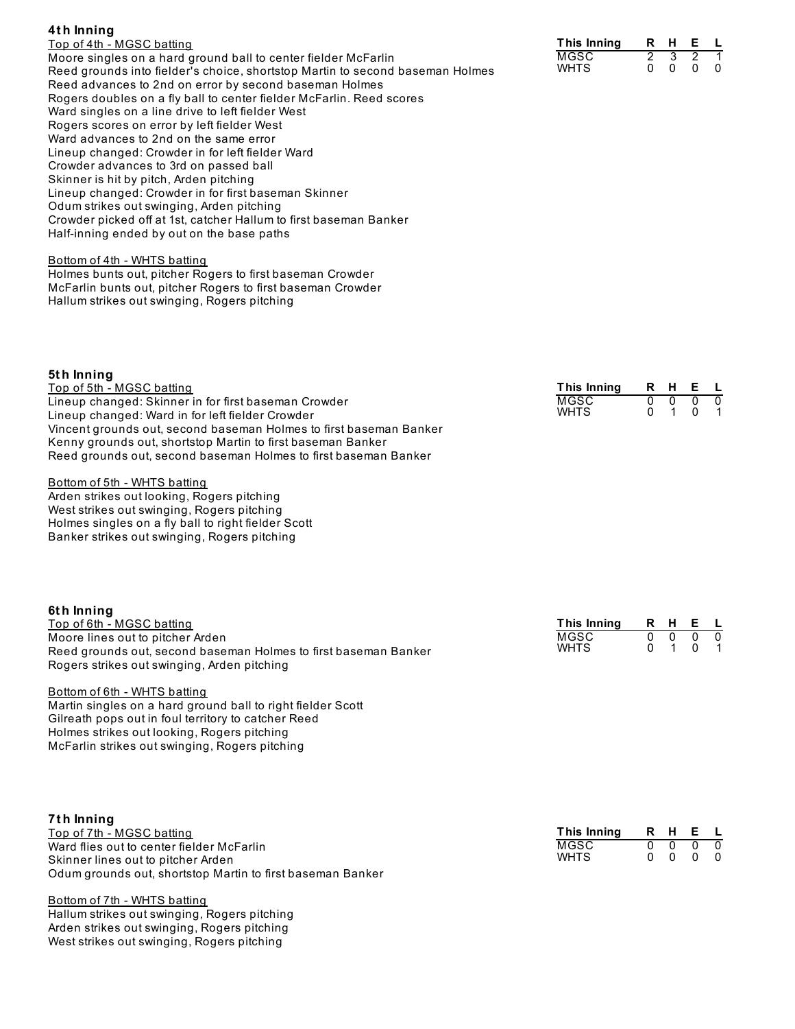## 4th Inning

Top of 4th - MGSC batting

Moore singles on a hard ground ball to center fielder McFarlin
Reed grounds into fielder's choice, shortstop Martin to second baseman Holmes
Reed advances to 2nd on error by second baseman Holmes
Rogers doubles on a fly ball to center fielder McFarlin. Reed scores
Ward singles on a line drive to left fielder West
Rogers scores on error by left fielder West
Ward advances to 2nd on the same error
Lineup changed: Crowder in for left fielder Ward
Crowder advances to 3rd on passed ball
Skinner is hit by pitch, Arden pitching
Lineup changed: Crowder in for first baseman Skinner
Odum strikes out swinging, Arden pitching
Crowder picked off at 1st, catcher Hallum to first baseman Banker
Half-inning ended by out on the base paths

Bottom of 4th - WHTS batting

Holmes bunts out, pitcher Rogers to first baseman Crowder
McFarlin bunts out, pitcher Rogers to first baseman Crowder
Hallum strikes out swinging, Rogers pitching

| This Inning | R | H | E | L |
|---|---|---|---|---|
| MGSC | 2 | 3 | 2 | 1 |
| WHTS | 0 | 0 | 0 | 0 |

## 5th Inning

Top of 5th - MGSC batting

Lineup changed: Skinner in for first baseman Crowder
Lineup changed: Ward in for left fielder Crowder
Vincent grounds out, second baseman Holmes to first baseman Banker
Kenny grounds out, shortstop Martin to first baseman Banker
Reed grounds out, second baseman Holmes to first baseman Banker

Bottom of 5th - WHTS batting

Arden strikes out looking, Rogers pitching
West strikes out swinging, Rogers pitching
Holmes singles on a fly ball to right fielder Scott
Banker strikes out swinging, Rogers pitching

| This Inning | R | H | E | L |
|---|---|---|---|---|
| MGSC | 0 | 0 | 0 | 0 |
| WHTS | 0 | 1 | 0 | 1 |

## 6th Inning

Top of 6th - MGSC batting

Moore lines out to pitcher Arden
Reed grounds out, second baseman Holmes to first baseman Banker
Rogers strikes out swinging, Arden pitching

Bottom of 6th - WHTS batting

Martin singles on a hard ground ball to right fielder Scott
Gilreath pops out in foul territory to catcher Reed
Holmes strikes out looking, Rogers pitching
McFarlin strikes out swinging, Rogers pitching

| This Inning | R | H | E | L |
|---|---|---|---|---|
| MGSC | 0 | 0 | 0 | 0 |
| WHTS | 0 | 1 | 0 | 1 |

## 7th Inning

Top of 7th - MGSC batting

Ward flies out to center fielder McFarlin
Skinner lines out to pitcher Arden
Odum grounds out, shortstop Martin to first baseman Banker

Bottom of 7th - WHTS batting

Hallum strikes out swinging, Rogers pitching
Arden strikes out swinging, Rogers pitching
West strikes out swinging, Rogers pitching

| This Inning | R | H | E | L |
|---|---|---|---|---|
| MGSC | 0 | 0 | 0 | 0 |
| WHTS | 0 | 0 | 0 | 0 |